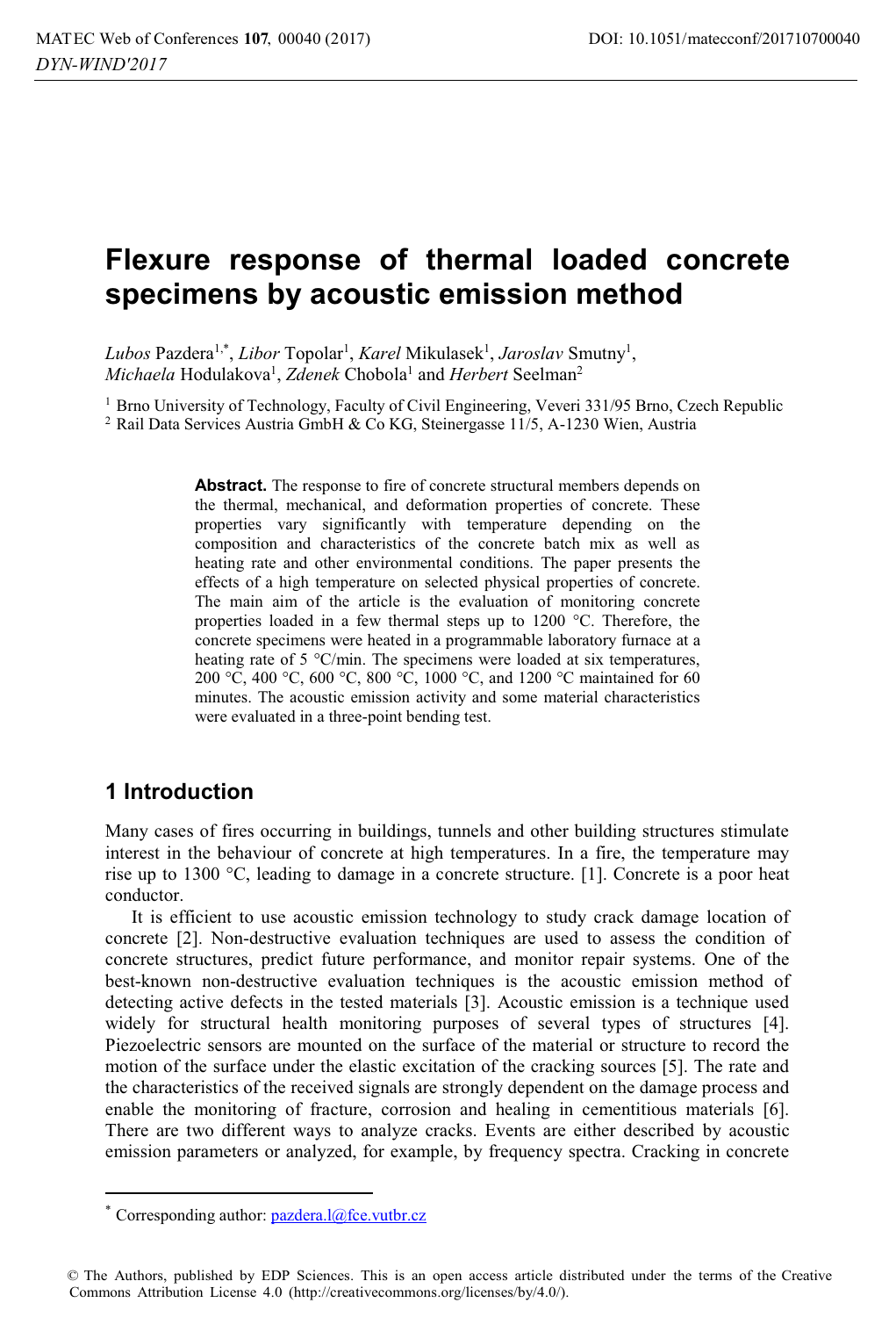# Flexure response of thermal loaded concrete specimens by acoustic emission method

*Lubos* Pazdera[1,*], *Libor* Topolar[1], *Karel* Mikulasek[1], *Jaroslav* Smutny[1], *Michaela* Hodulakova[1], *Zdenek* Chobola[1] and *Herbert* Seelman[2]

[1] Brno University of Technology, Faculty of Civil Engineering, Veveri 331/95 Brno, Czech Republic
[2] Rail Data Services Austria GmbH & Co KG, Steinergasse 11/5, A-1230 Wien, Austria

**Abstract.** The response to fire of concrete structural members depends on the thermal, mechanical, and deformation properties of concrete. These properties vary significantly with temperature depending on the composition and characteristics of the concrete batch mix as well as heating rate and other environmental conditions. The paper presents the effects of a high temperature on selected physical properties of concrete. The main aim of the article is the evaluation of monitoring concrete properties loaded in a few thermal steps up to 1200 °C. Therefore, the concrete specimens were heated in a programmable laboratory furnace at a heating rate of 5 °C/min. The specimens were loaded at six temperatures, 200 °C, 400 °C, 600 °C, 800 °C, 1000 °C, and 1200 °C maintained for 60 minutes. The acoustic emission activity and some material characteristics were evaluated in a three-point bending test.

## 1 Introduction

Many cases of fires occurring in buildings, tunnels and other building structures stimulate interest in the behaviour of concrete at high temperatures. In a fire, the temperature may rise up to 1300 °C, leading to damage in a concrete structure. [1]. Concrete is a poor heat conductor.

It is efficient to use acoustic emission technology to study crack damage location of concrete [2]. Non-destructive evaluation techniques are used to assess the condition of concrete structures, predict future performance, and monitor repair systems. One of the best-known non-destructive evaluation techniques is the acoustic emission method of detecting active defects in the tested materials [3]. Acoustic emission is a technique used widely for structural health monitoring purposes of several types of structures [4]. Piezoelectric sensors are mounted on the surface of the material or structure to record the motion of the surface under the elastic excitation of the cracking sources [5]. The rate and the characteristics of the received signals are strongly dependent on the damage process and enable the monitoring of fracture, corrosion and healing in cementitious materials [6]. There are two different ways to analyze cracks. Events are either described by acoustic emission parameters or analyzed, for example, by frequency spectra. Cracking in concrete

* Corresponding author: pazdera.l@fce.vutbr.cz

© The Authors, published by EDP Sciences. This is an open access article distributed under the terms of the Creative Commons Attribution License 4.0 (http://creativecommons.org/licenses/by/4.0/).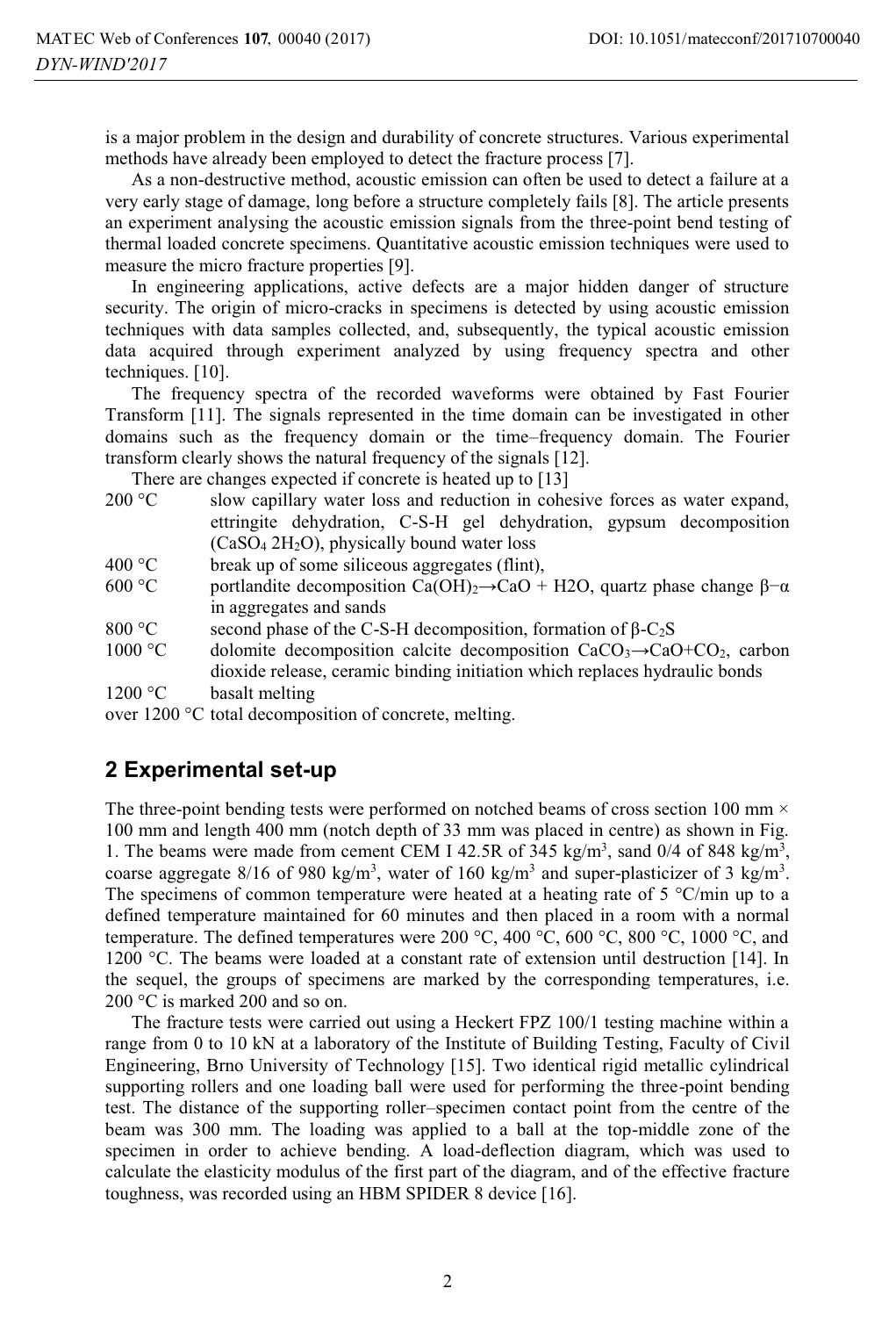is a major problem in the design and durability of concrete structures. Various experimental methods have already been employed to detect the fracture process [7].

As a non-destructive method, acoustic emission can often be used to detect a failure at a very early stage of damage, long before a structure completely fails [8]. The article presents an experiment analysing the acoustic emission signals from the three-point bend testing of thermal loaded concrete specimens. Quantitative acoustic emission techniques were used to measure the micro fracture properties [9].

In engineering applications, active defects are a major hidden danger of structure security. The origin of micro-cracks in specimens is detected by using acoustic emission techniques with data samples collected, and, subsequently, the typical acoustic emission data acquired through experiment analyzed by using frequency spectra and other techniques. [10].

The frequency spectra of the recorded waveforms were obtained by Fast Fourier Transform [11]. The signals represented in the time domain can be investigated in other domains such as the frequency domain or the time–frequency domain. The Fourier transform clearly shows the natural frequency of the signals [12].

There are changes expected if concrete is heated up to [13]

| | |
|---|---|
| 200 °C | slow capillary water loss and reduction in cohesive forces as water expand, ettringite dehydration, C-S-H gel dehydration, gypsum decomposition ($CaSO_4$ $2H_2O$), physically bound water loss |
| 400 °C | break up of some siliceous aggregates (flint), |
| 600 °C | portlandite decomposition $Ca(OH)_2 \rightarrow CaO + H2O$, quartz phase change β−α in aggregates and sands |
| 800 °C | second phase of the C-S-H decomposition, formation of β-$C_2S$ |
| 1000 °C | dolomite decomposition calcite decomposition $CaCO_3 \rightarrow CaO + CO_2$, carbon dioxide release, ceramic binding initiation which replaces hydraulic bonds |
| 1200 °C | basalt melting |

over 1200 °C total decomposition of concrete, melting.

## 2 Experimental set-up

The three-point bending tests were performed on notched beams of cross section 100 mm × 100 mm and length 400 mm (notch depth of 33 mm was placed in centre) as shown in Fig. 1. The beams were made from cement CEM I 42.5R of 345 kg/m$^3$, sand 0/4 of 848 kg/m$^3$, coarse aggregate 8/16 of 980 kg/m$^3$, water of 160 kg/m$^3$ and super-plasticizer of 3 kg/m$^3$. The specimens of common temperature were heated at a heating rate of 5 °C/min up to a defined temperature maintained for 60 minutes and then placed in a room with a normal temperature. The defined temperatures were 200 °C, 400 °C, 600 °C, 800 °C, 1000 °C, and 1200 °C. The beams were loaded at a constant rate of extension until destruction [14]. In the sequel, the groups of specimens are marked by the corresponding temperatures, i.e. 200 °C is marked 200 and so on.

The fracture tests were carried out using a Heckert FPZ 100/1 testing machine within a range from 0 to 10 kN at a laboratory of the Institute of Building Testing, Faculty of Civil Engineering, Brno University of Technology [15]. Two identical rigid metallic cylindrical supporting rollers and one loading ball were used for performing the three-point bending test. The distance of the supporting roller–specimen contact point from the centre of the beam was 300 mm. The loading was applied to a ball at the top-middle zone of the specimen in order to achieve bending. A load-deflection diagram, which was used to calculate the elasticity modulus of the first part of the diagram, and of the effective fracture toughness, was recorded using an HBM SPIDER 8 device [16].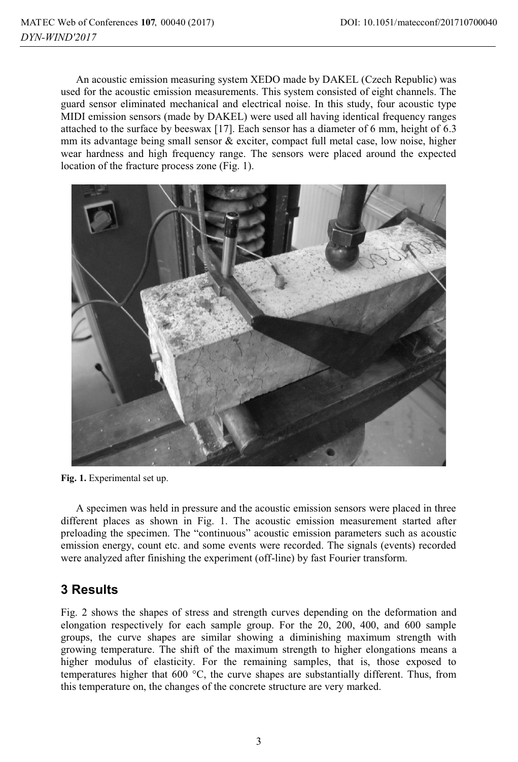An acoustic emission measuring system XEDO made by DAKEL (Czech Republic) was used for the acoustic emission measurements. This system consisted of eight channels. The guard sensor eliminated mechanical and electrical noise. In this study, four acoustic type MIDI emission sensors (made by DAKEL) were used all having identical frequency ranges attached to the surface by beeswax [17]. Each sensor has a diameter of 6 mm, height of 6.3 mm its advantage being small sensor & exciter, compact full metal case, low noise, higher wear hardness and high frequency range. The sensors were placed around the expected location of the fracture process zone (Fig. 1).

**Fig. 1.** Experimental set up.

A specimen was held in pressure and the acoustic emission sensors were placed in three different places as shown in Fig. 1. The acoustic emission measurement started after preloading the specimen. The "continuous" acoustic emission parameters such as acoustic emission energy, count etc. and some events were recorded. The signals (events) recorded were analyzed after finishing the experiment (off-line) by fast Fourier transform.

## 3 Results

Fig. 2 shows the shapes of stress and strength curves depending on the deformation and elongation respectively for each sample group. For the 20, 200, 400, and 600 sample groups, the curve shapes are similar showing a diminishing maximum strength with growing temperature. The shift of the maximum strength to higher elongations means a higher modulus of elasticity. For the remaining samples, that is, those exposed to temperatures higher that 600 °C, the curve shapes are substantially different. Thus, from this temperature on, the changes of the concrete structure are very marked.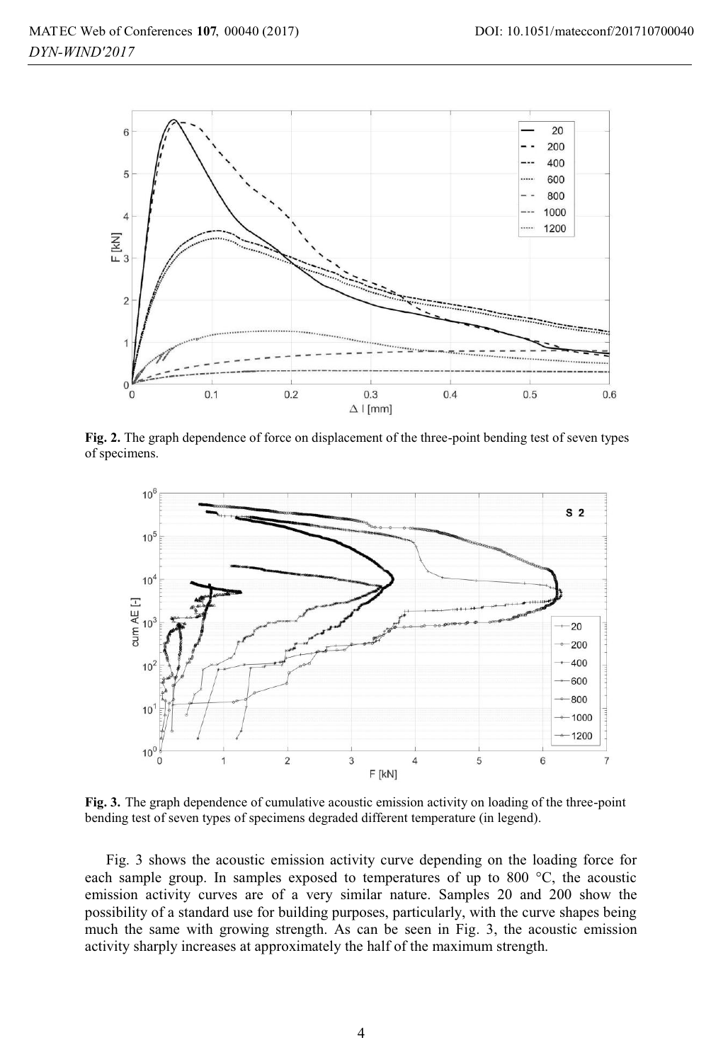**Fig. 2.** The graph dependence of force on displacement of the three-point bending test of seven types of specimens.

**Fig. 3.** The graph dependence of cumulative acoustic emission activity on loading of the three-point bending test of seven types of specimens degraded different temperature (in legend).

Fig. 3 shows the acoustic emission activity curve depending on the loading force for each sample group. In samples exposed to temperatures of up to 800 °C, the acoustic emission activity curves are of a very similar nature. Samples 20 and 200 show the possibility of a standard use for building purposes, particularly, with the curve shapes being much the same with growing strength. As can be seen in Fig. 3, the acoustic emission activity sharply increases at approximately the half of the maximum strength.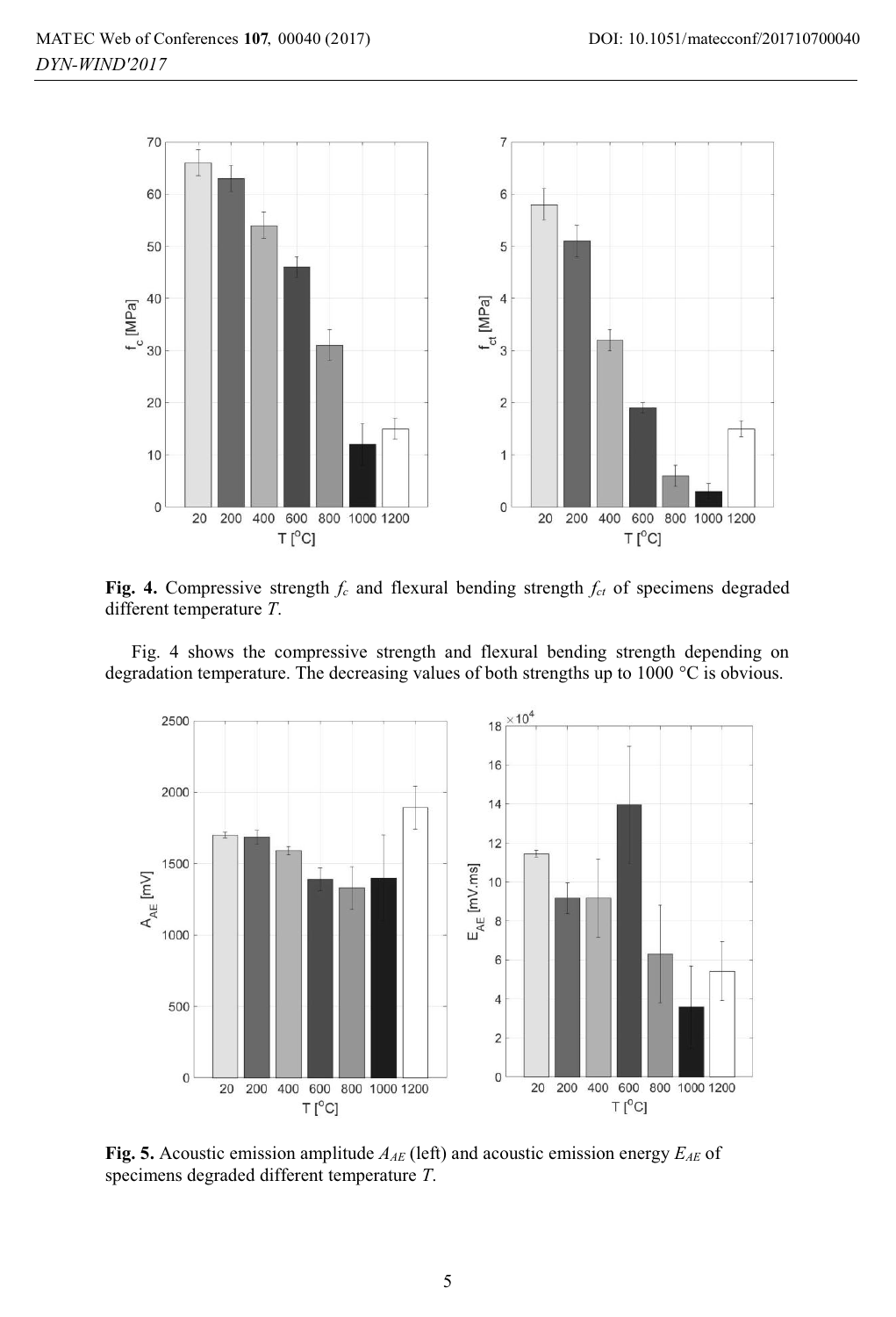**Fig. 4.** Compressive strength $f_c$ and flexural bending strength $f_{ct}$ of specimens degraded different temperature $T$.

Fig. 4 shows the compressive strength and flexural bending strength depending on degradation temperature. The decreasing values of both strengths up to 1000 °C is obvious.

**Fig. 5.** Acoustic emission amplitude $A_{AE}$ (left) and acoustic emission energy $E_{AE}$ of specimens degraded different temperature $T$.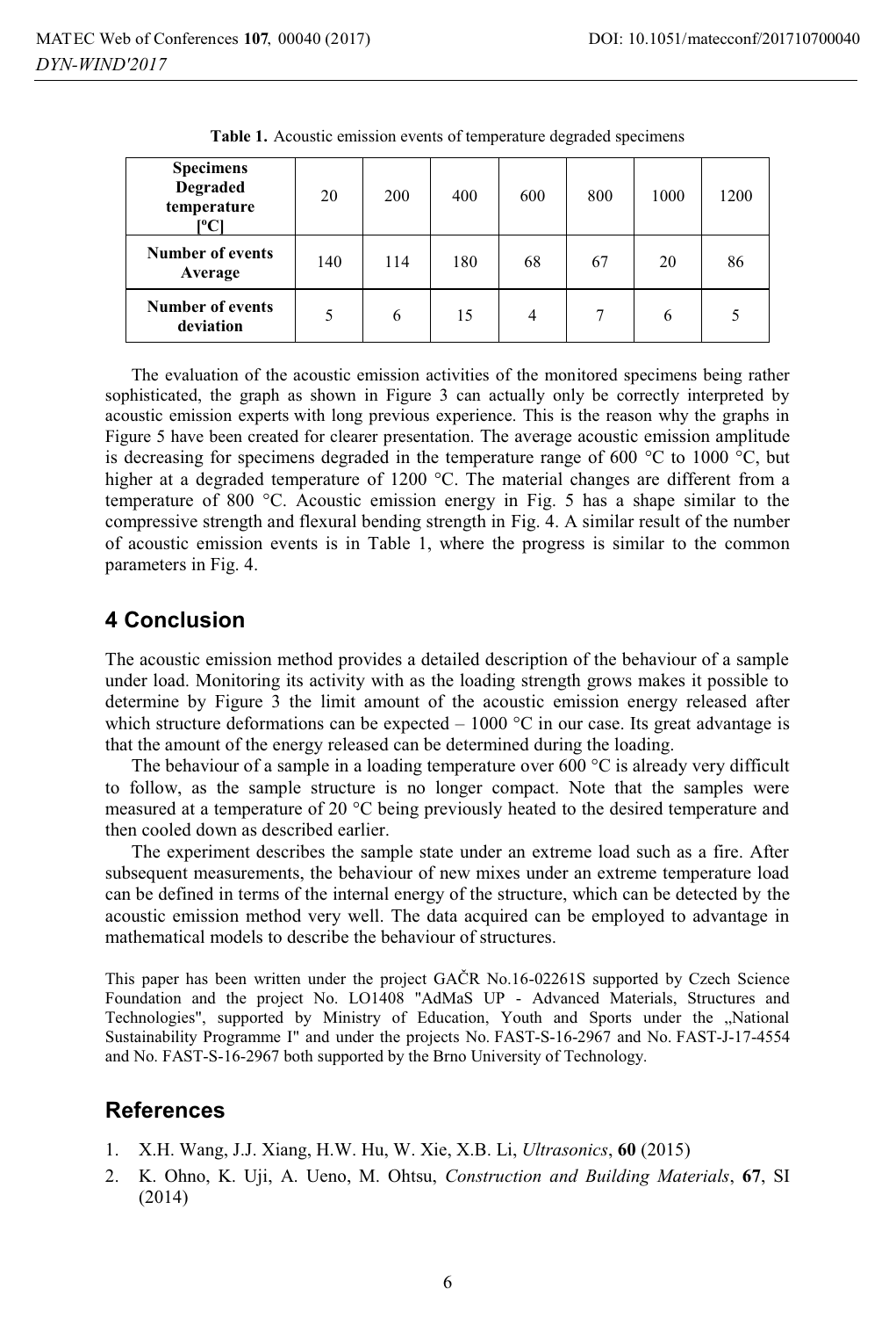**Table 1.** Acoustic emission events of temperature degraded specimens

| Specimens Degraded temperature [°C] | 20 | 200 | 400 | 600 | 800 | 1000 | 1200 |
|---|---|---|---|---|---|---|---|
| Number of events Average | 140 | 114 | 180 | 68 | 67 | 20 | 86 |
| Number of events deviation | 5 | 6 | 15 | 4 | 7 | 6 | 5 |

The evaluation of the acoustic emission activities of the monitored specimens being rather sophisticated, the graph as shown in Figure 3 can actually only be correctly interpreted by acoustic emission experts with long previous experience. This is the reason why the graphs in Figure 5 have been created for clearer presentation. The average acoustic emission amplitude is decreasing for specimens degraded in the temperature range of 600 °C to 1000 °C, but higher at a degraded temperature of 1200 °C. The material changes are different from a temperature of 800 °C. Acoustic emission energy in Fig. 5 has a shape similar to the compressive strength and flexural bending strength in Fig. 4. A similar result of the number of acoustic emission events is in Table 1, where the progress is similar to the common parameters in Fig. 4.

## 4 Conclusion

The acoustic emission method provides a detailed description of the behaviour of a sample under load. Monitoring its activity with as the loading strength grows makes it possible to determine by Figure 3 the limit amount of the acoustic emission energy released after which structure deformations can be expected – 1000 °C in our case. Its great advantage is that the amount of the energy released can be determined during the loading.

The behaviour of a sample in a loading temperature over 600 °C is already very difficult to follow, as the sample structure is no longer compact. Note that the samples were measured at a temperature of 20 °C being previously heated to the desired temperature and then cooled down as described earlier.

The experiment describes the sample state under an extreme load such as a fire. After subsequent measurements, the behaviour of new mixes under an extreme temperature load can be defined in terms of the internal energy of the structure, which can be detected by the acoustic emission method very well. The data acquired can be employed to advantage in mathematical models to describe the behaviour of structures.

This paper has been written under the project GAČR No.16-02261S supported by Czech Science Foundation and the project No. LO1408 "AdMaS UP - Advanced Materials, Structures and Technologies", supported by Ministry of Education, Youth and Sports under the „National Sustainability Programme I" and under the projects No. FAST-S-16-2967 and No. FAST-J-17-4554 and No. FAST-S-16-2967 both supported by the Brno University of Technology.

## References

1. X.H. Wang, J.J. Xiang, H.W. Hu, W. Xie, X.B. Li, *Ultrasonics*, **60** (2015)
2. K. Ohno, K. Uji, A. Ueno, M. Ohtsu, *Construction and Building Materials*, **67**, SI (2014)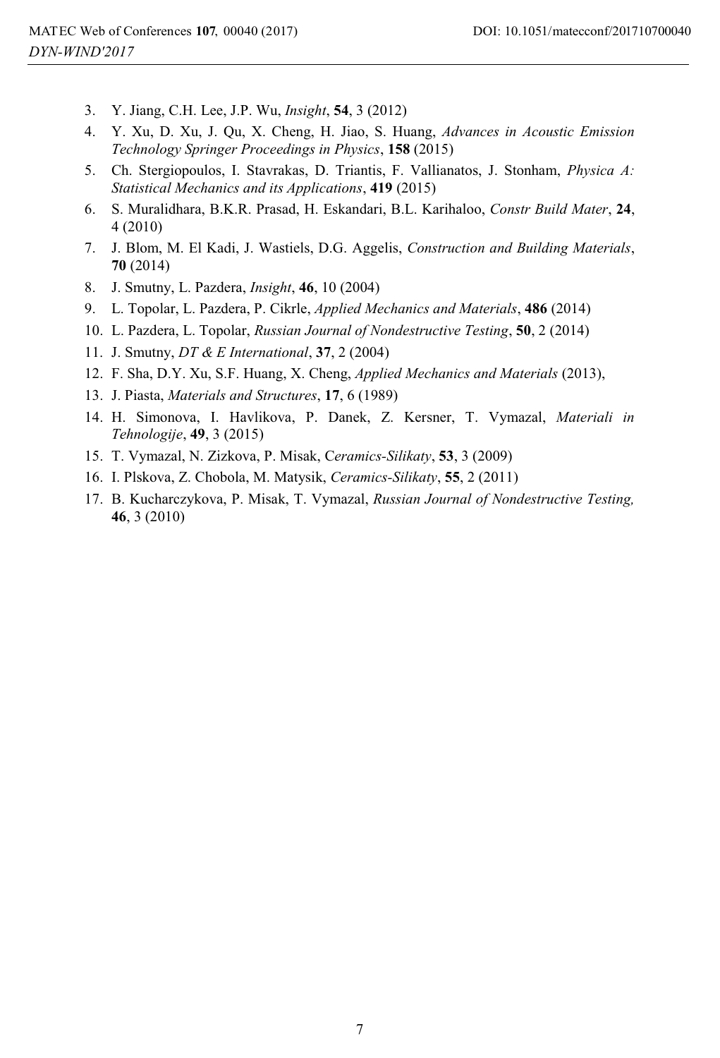3. Y. Jiang, C.H. Lee, J.P. Wu, *Insight*, **54**, 3 (2012)
4. Y. Xu, D. Xu, J. Qu, X. Cheng, H. Jiao, S. Huang, *Advances in Acoustic Emission Technology Springer Proceedings in Physics*, **158** (2015)
5. Ch. Stergiopoulos, I. Stavrakas, D. Triantis, F. Vallianatos, J. Stonham, *Physica A: Statistical Mechanics and its Applications*, **419** (2015)
6. S. Muralidhara, B.K.R. Prasad, H. Eskandari, B.L. Karihaloo, *Constr Build Mater*, **24**, 4 (2010)
7. J. Blom, M. El Kadi, J. Wastiels, D.G. Aggelis, *Construction and Building Materials*, **70** (2014)
8. J. Smutny, L. Pazdera, *Insight*, **46**, 10 (2004)
9. L. Topolar, L. Pazdera, P. Cikrle, *Applied Mechanics and Materials*, **486** (2014)
10. L. Pazdera, L. Topolar, *Russian Journal of Nondestructive Testing*, **50**, 2 (2014)
11. J. Smutny, *DT & E International*, **37**, 2 (2004)
12. F. Sha, D.Y. Xu, S.F. Huang, X. Cheng, *Applied Mechanics and Materials* (2013),
13. J. Piasta, *Materials and Structures*, **17**, 6 (1989)
14. H. Simonova, I. Havlikova, P. Danek, Z. Kersner, T. Vymazal, *Materiali in Tehnologije*, **49**, 3 (2015)
15. T. Vymazal, N. Zizkova, P. Misak, C*eramics-Silikaty*, **53**, 3 (2009)
16. I. Plskova, Z. Chobola, M. Matysik, *Ceramics-Silikaty*, **55**, 2 (2011)
17. B. Kucharczykova, P. Misak, T. Vymazal, *Russian Journal of Nondestructive Testing,* **46**, 3 (2010)